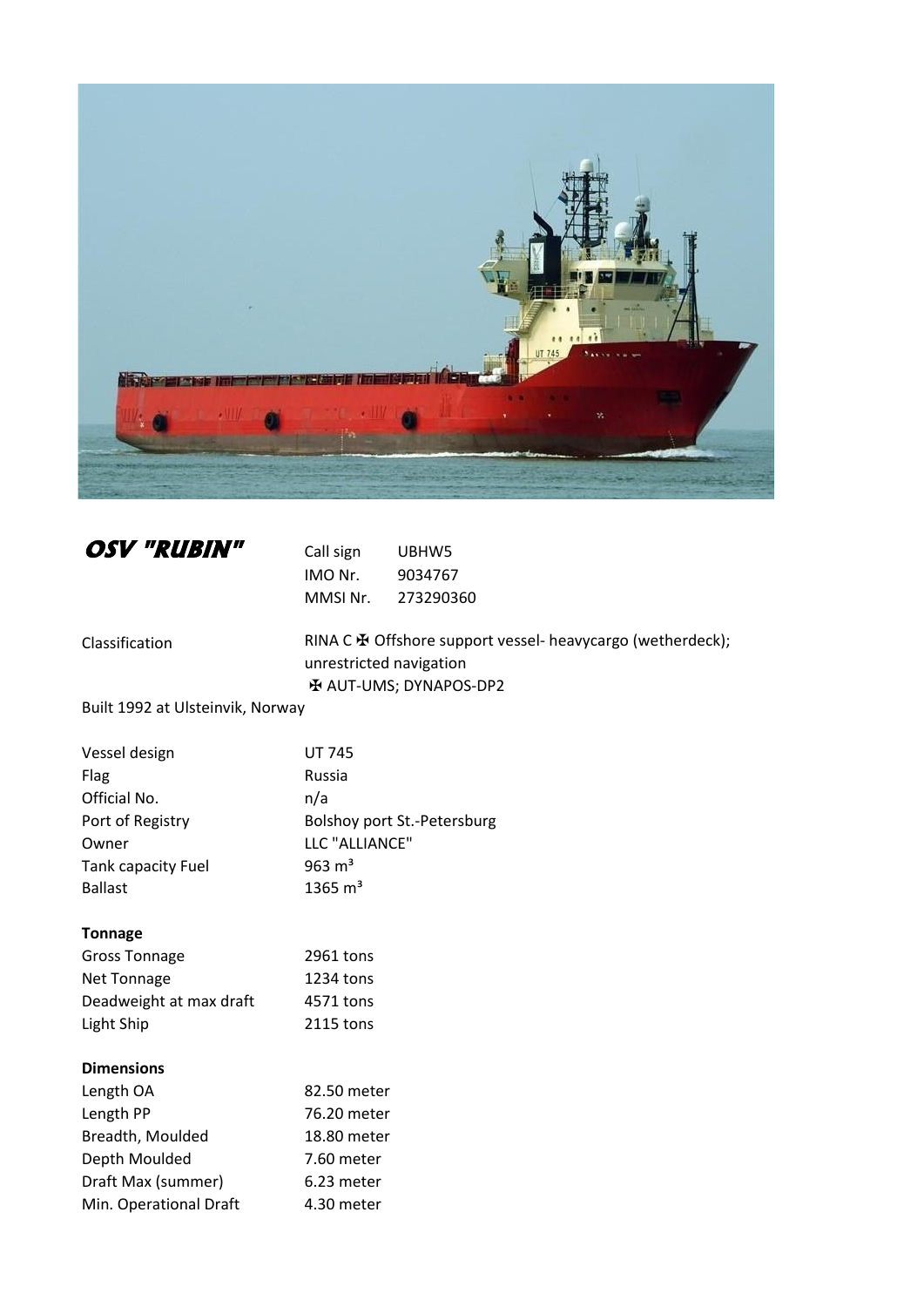# *OSV "RUBIN"*

| | |
|---|---|
| Call sign | UBHW5 |
| IMO Nr. | 9034767 |
| MMSI Nr. | 273290360 |

Classification: RINA C ✠ Offshore support vessel- heavycargo (wetherdeck); unrestricted navigation ✠ AUT-UMS; DYNAPOS-DP2

Built 1992 at Ulsteinvik, Norway

| | |
|---|---|
| Vessel design | UT 745 |
| Flag | Russia |
| Official No. | n/a |
| Port of Registry | Bolshoy port St.-Petersburg |
| Owner | LLC "ALLIANCE" |
| Tank capacity Fuel | 963 m³ |
| Ballast | 1365 m³ |

**Tonnage**

| | |
|---|---|
| Gross Tonnage | 2961 tons |
| Net Tonnage | 1234 tons |
| Deadweight at max draft | 4571 tons |
| Light Ship | 2115 tons |

**Dimensions**

| | |
|---|---|
| Length OA | 82.50 meter |
| Length PP | 76.20 meter |
| Breadth, Moulded | 18.80 meter |
| Depth Moulded | 7.60 meter |
| Draft Max (summer) | 6.23 meter |
| Min. Operational Draft | 4.30 meter |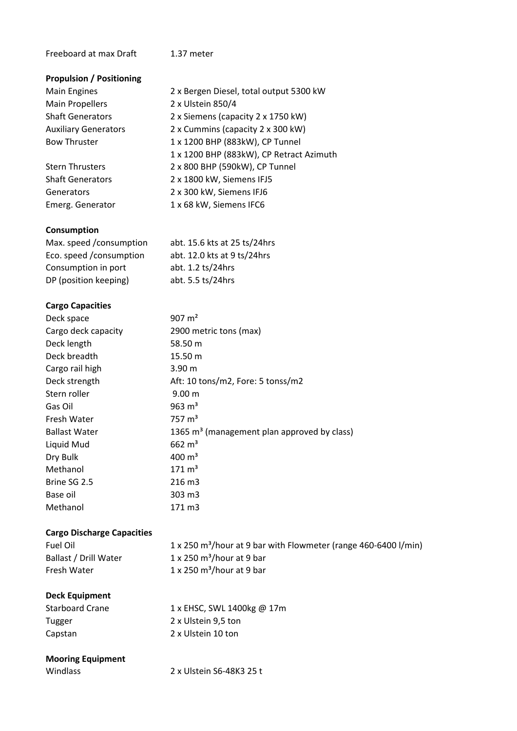Freeboard at max Draft 1.37 meter

**Propulsion / Positioning**

| | |
|---|---|
| Main Engines | 2 x Bergen Diesel, total output 5300 kW |
| Main Propellers | 2 x Ulstein 850/4 |
| Shaft Generators | 2 x Siemens (capacity 2 x 1750 kW) |
| Auxiliary Generators | 2 x Cummins (capacity 2 x 300 kW) |
| Bow Thruster | 1 x 1200 BHP (883kW), CP Tunnel |
| | 1 x 1200 BHP (883kW), CP Retract Azimuth |
| Stern Thrusters | 2 x 800 BHP (590kW), CP Tunnel |
| Shaft Generators | 2 x 1800 kW, Siemens IFJ5 |
| Generators | 2 x 300 kW, Siemens IFJ6 |
| Emerg. Generator | 1 x 68 kW, Siemens IFC6 |

**Consumption**

| | |
|---|---|
| Max. speed /consumption | abt. 15.6 kts at 25 ts/24hrs |
| Eco. speed /consumption | abt. 12.0 kts at 9 ts/24hrs |
| Consumption in port | abt. 1.2 ts/24hrs |
| DP (position keeping) | abt. 5.5 ts/24hrs |

**Cargo Capacities**

| | |
|---|---|
| Deck space | 907 m² |
| Cargo deck capacity | 2900 metric tons (max) |
| Deck length | 58.50 m |
| Deck breadth | 15.50 m |
| Cargo rail high | 3.90 m |
| Deck strength | Aft: 10 tons/m2, Fore: 5 tonss/m2 |
| Stern roller | 9.00 m |
| Gas Oil | 963 m³ |
| Fresh Water | 757 m³ |
| Ballast Water | 1365 m³ (management plan approved by class) |
| Liquid Mud | 662 m³ |
| Dry Bulk | 400 m³ |
| Methanol | 171 m³ |
| Brine SG 2.5 | 216 m3 |
| Base oil | 303 m3 |
| Methanol | 171 m3 |

**Cargo Discharge Capacities**

| | |
|---|---|
| Fuel Oil | 1 x 250 m³/hour at 9 bar with Flowmeter (range 460-6400 l/min) |
| Ballast / Drill Water | 1 x 250 m³/hour at 9 bar |
| Fresh Water | 1 x 250 m³/hour at 9 bar |

**Deck Equipment**

| | |
|---|---|
| Starboard Crane | 1 x EHSC, SWL 1400kg @ 17m |
| Tugger | 2 x Ulstein 9,5 ton |
| Capstan | 2 x Ulstein 10 ton |

**Mooring Equipment**

| | |
|---|---|
| Windlass | 2 x Ulstein S6-48K3 25 t |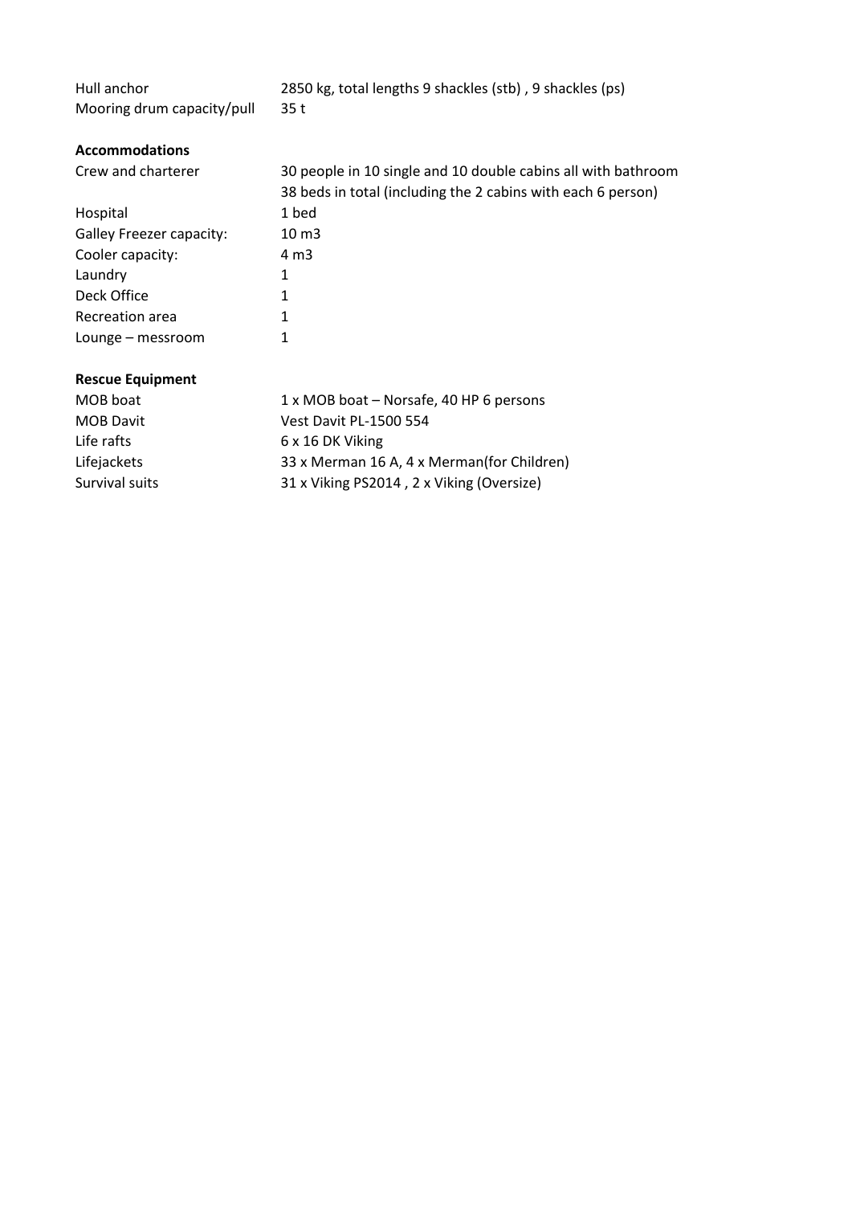| | |
|---|---|
| Hull anchor | 2850 kg, total lengths 9 shackles (stb) , 9 shackles (ps) |
| Mooring drum capacity/pull | 35 t |

**Accommodations**

| | |
|---|---|
| Crew and charterer | 30 people in 10 single and 10 double cabins all with bathroom<br>38 beds in total (including the 2 cabins with each 6 person) |
| Hospital | 1 bed |
| Galley Freezer capacity: | 10 m3 |
| Cooler capacity: | 4 m3 |
| Laundry | 1 |
| Deck Office | 1 |
| Recreation area | 1 |
| Lounge – messroom | 1 |

**Rescue Equipment**

| | |
|---|---|
| MOB boat | 1 x MOB boat – Norsafe, 40 HP 6 persons |
| MOB Davit | Vest Davit PL-1500 554 |
| Life rafts | 6 x 16 DK Viking |
| Lifejackets | 33 x Merman 16 A, 4 x Merman(for Children) |
| Survival suits | 31 x Viking PS2014 , 2 x Viking (Oversize) |